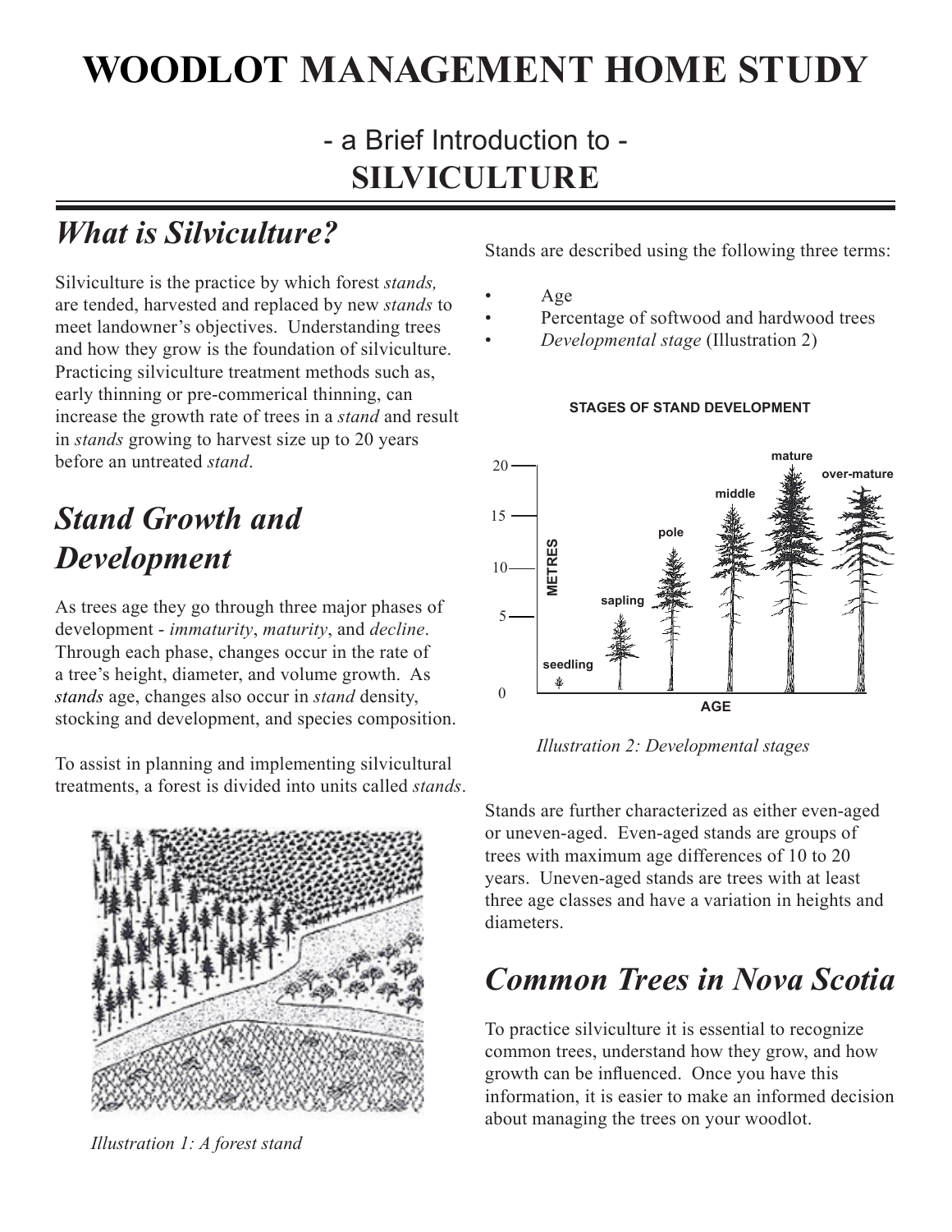# WOODLOT MANAGEMENT HOME STUDY

## - a Brief Introduction to -
## SILVICULTURE

## *What is Silviculture?*

Silviculture is the practice by which forest *stands,* are tended, harvested and replaced by new *stands* to meet landowner's objectives. Understanding trees and how they grow is the foundation of silviculture. Practicing silviculture treatment methods such as, early thinning or pre-commerical thinning, can increase the growth rate of trees in a *stand* and result in *stands* growing to harvest size up to 20 years before an untreated *stand*.

## *Stand Growth and Development*

As trees age they go through three major phases of development - *immaturity*, *maturity*, and *decline*. Through each phase, changes occur in the rate of a tree's height, diameter, and volume growth. As *stands* age, changes also occur in *stand* density, stocking and development, and species composition.

To assist in planning and implementing silvicultural treatments, a forest is divided into units called *stands*.

*Illustration 1: A forest stand*

Stands are described using the following three terms:

- Age
- Percentage of softwood and hardwood trees
- *Developmental stage* (Illustration 2)

*Illustration 2: Developmental stages*

Stands are further characterized as either even-aged or uneven-aged. Even-aged stands are groups of trees with maximum age differences of 10 to 20 years. Uneven-aged stands are trees with at least three age classes and have a variation in heights and diameters.

## *Common Trees in Nova Scotia*

To practice silviculture it is essential to recognize common trees, understand how they grow, and how growth can be influenced. Once you have this information, it is easier to make an informed decision about managing the trees on your woodlot.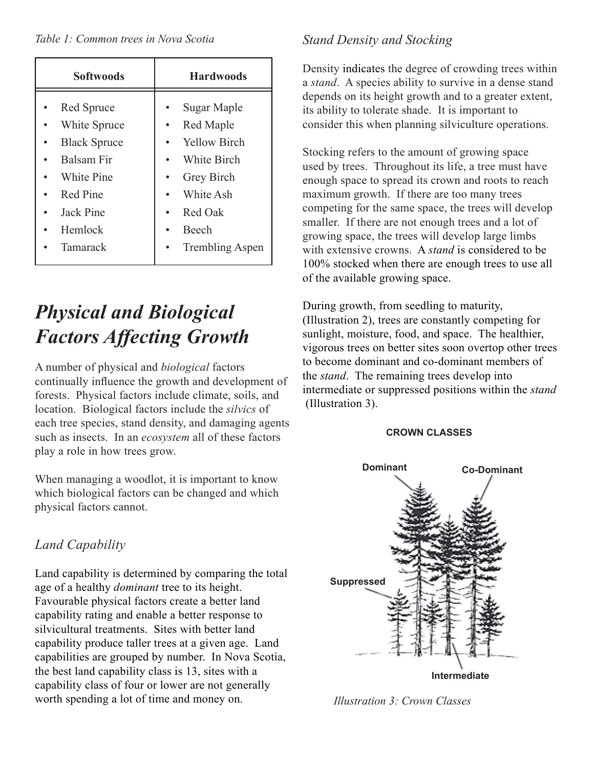*Table 1: Common trees in Nova Scotia*

| Softwoods | Hardwoods |
| --- | --- |
| Red Spruce | Sugar Maple |
| White Spruce | Red Maple |
| Black Spruce | Yellow Birch |
| Balsam Fir | White Birch |
| White Pine | Grey Birch |
| Red Pine | White Ash |
| Jack Pine | Red Oak |
| Hemlock | Beech |
| Tamarack | Trembling Aspen |

# *Physical and Biological Factors Affecting Growth*

A number of physical and *biological* factors continually influence the growth and development of forests. Physical factors include climate, soils, and location. Biological factors include the *silvics* of each tree species, stand density, and damaging agents such as insects. In an *ecosystem* all of these factors play a role in how trees grow.

When managing a woodlot, it is important to know which biological factors can be changed and which physical factors cannot.

## *Land Capability*

Land capability is determined by comparing the total age of a healthy *dominant* tree to its height. Favourable physical factors create a better land capability rating and enable a better response to silvicultural treatments. Sites with better land capability produce taller trees at a given age. Land capabilities are grouped by number. In Nova Scotia, the best land capability class is 13, sites with a capability class of four or lower are not generally worth spending a lot of time and money on.

## *Stand Density and Stocking*

Density indicates the degree of crowding trees within a *stand*. A species ability to survive in a dense stand depends on its height growth and to a greater extent, its ability to tolerate shade. It is important to consider this when planning silviculture operations.

Stocking refers to the amount of growing space used by trees. Throughout its life, a tree must have enough space to spread its crown and roots to reach maximum growth. If there are too many trees competing for the same space, the trees will develop smaller. If there are not enough trees and a lot of growing space, the trees will develop large limbs with extensive crowns. A *stand* is considered to be 100% stocked when there are enough trees to use all of the available growing space.

During growth, from seedling to maturity, (Illustration 2), trees are constantly competing for sunlight, moisture, food, and space. The healthier, vigorous trees on better sites soon overtop other trees to become dominant and co-dominant members of the *stand*. The remaining trees develop into intermediate or suppressed positions within the *stand* (Illustration 3).

**CROWN CLASSES**

Dominant, Co-Dominant, Suppressed, Intermediate

*Illustration 3: Crown Classes*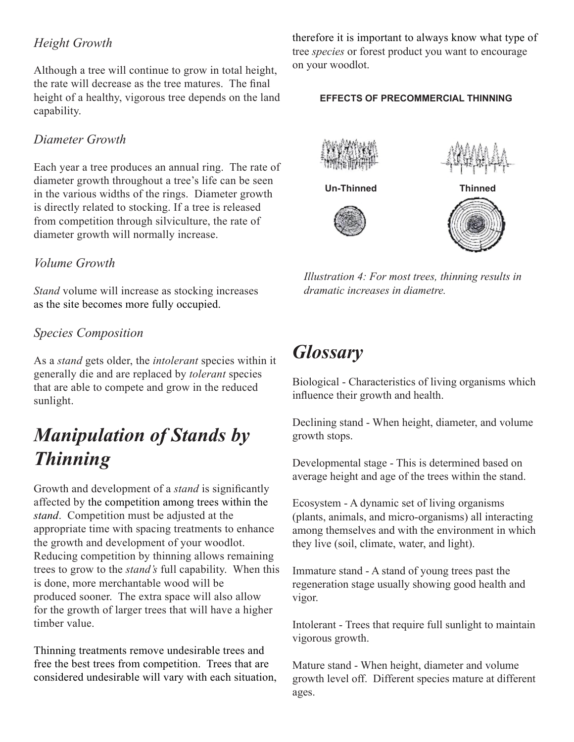### *Height Growth*

Although a tree will continue to grow in total height, the rate will decrease as the tree matures. The final height of a healthy, vigorous tree depends on the land capability.

### *Diameter Growth*

Each year a tree produces an annual ring. The rate of diameter growth throughout a tree's life can be seen in the various widths of the rings. Diameter growth is directly related to stocking. If a tree is released from competition through silviculture, the rate of diameter growth will normally increase.

### *Volume Growth*

*Stand* volume will increase as stocking increases as the site becomes more fully occupied.

### *Species Composition*

As a *stand* gets older, the *intolerant* species within it generally die and are replaced by *tolerant* species that are able to compete and grow in the reduced sunlight.

# *Manipulation of Stands by Thinning*

Growth and development of a *stand* is significantly affected by the competition among trees within the *stand*. Competition must be adjusted at the appropriate time with spacing treatments to enhance the growth and development of your woodlot. Reducing competition by thinning allows remaining trees to grow to the *stand's* full capability. When this is done, more merchantable wood will be produced sooner. The extra space will also allow for the growth of larger trees that will have a higher timber value.

Thinning treatments remove undesirable trees and free the best trees from competition. Trees that are considered undesirable will vary with each situation, therefore it is important to always know what type of tree *species* or forest product you want to encourage on your woodlot.

**EFFECTS OF PRECOMMERCIAL THINNING**

**Un-Thinned** **Thinned**

*Illustration 4: For most trees, thinning results in dramatic increases in diametre.*

# *Glossary*

Biological - Characteristics of living organisms which influence their growth and health.

Declining stand - When height, diameter, and volume growth stops.

Developmental stage - This is determined based on average height and age of the trees within the stand.

Ecosystem - A dynamic set of living organisms (plants, animals, and micro-organisms) all interacting among themselves and with the environment in which they live (soil, climate, water, and light).

Immature stand - A stand of young trees past the regeneration stage usually showing good health and vigor.

Intolerant - Trees that require full sunlight to maintain vigorous growth.

Mature stand - When height, diameter and volume growth level off. Different species mature at different ages.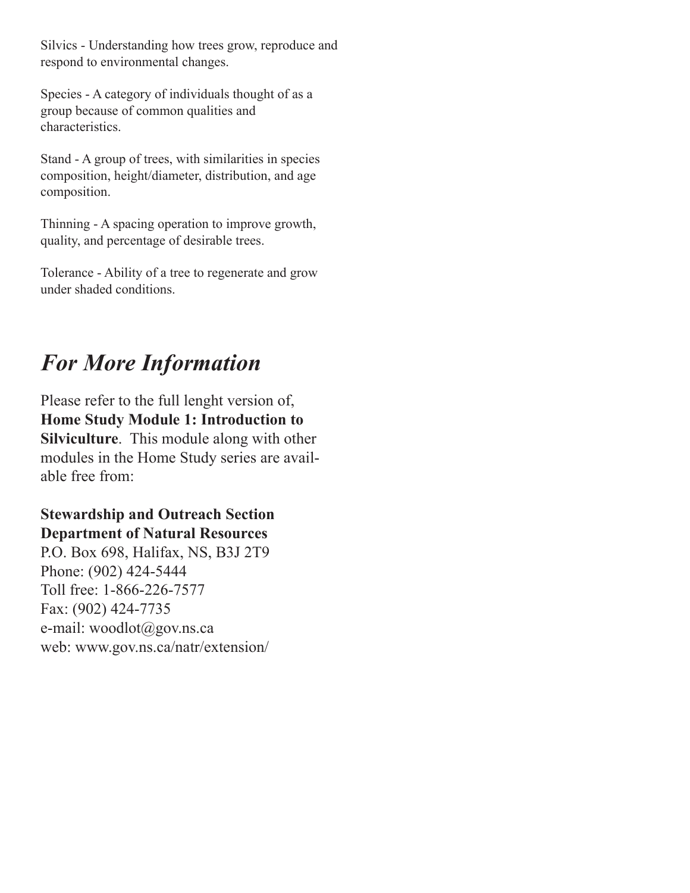Silvics - Understanding how trees grow, reproduce and respond to environmental changes.

Species - A category of individuals thought of as a group because of common qualities and characteristics.

Stand - A group of trees, with similarities in species composition, height/diameter, distribution, and age composition.

Thinning - A spacing operation to improve growth, quality, and percentage of desirable trees.

Tolerance - Ability of a tree to regenerate and grow under shaded conditions.

## *For More Information*

Please refer to the full lenght version of, **Home Study Module 1: Introduction to Silviculture**. This module along with other modules in the Home Study series are available free from:

**Stewardship and Outreach Section**
**Department of Natural Resources**
P.O. Box 698, Halifax, NS, B3J 2T9
Phone: (902) 424-5444
Toll free: 1-866-226-7577
Fax: (902) 424-7735
e-mail: woodlot@gov.ns.ca
web: www.gov.ns.ca/natr/extension/